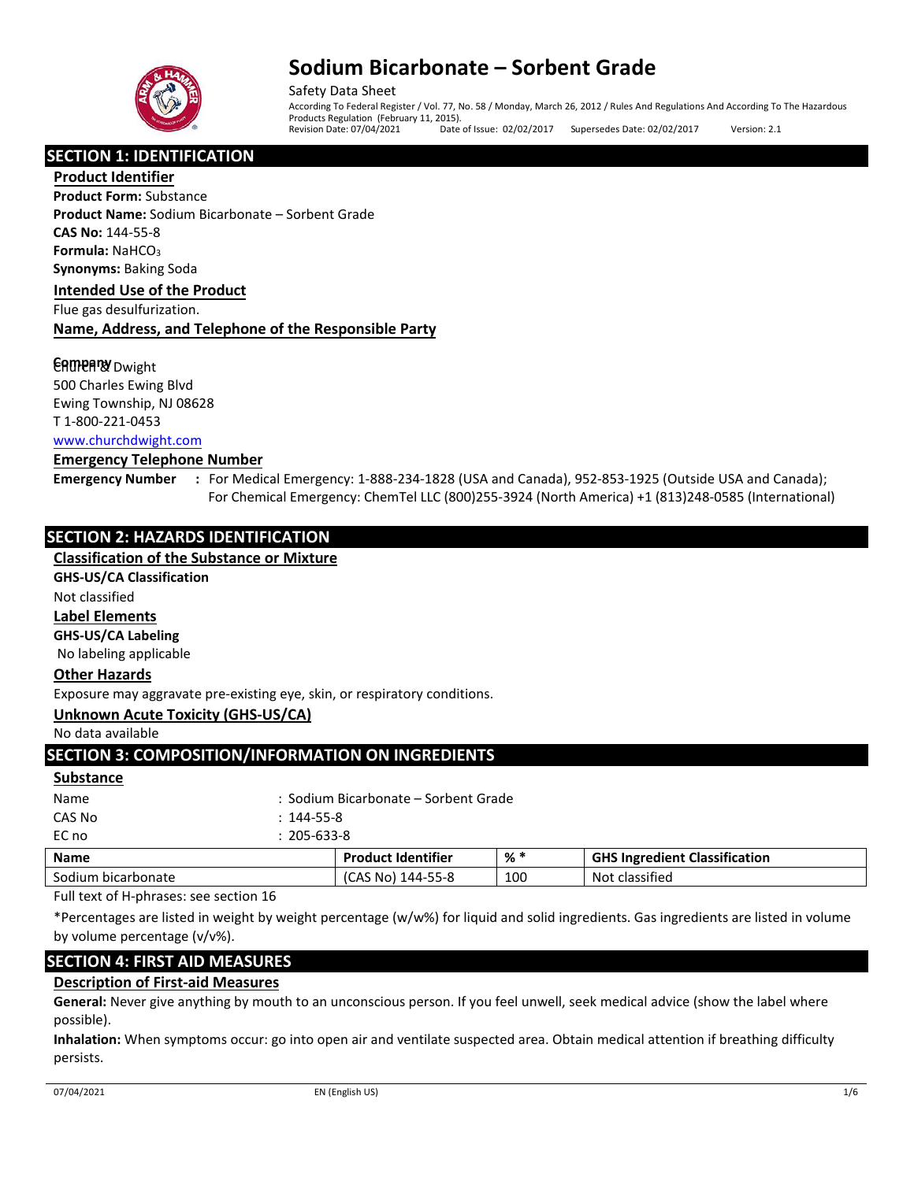# Sodium Bicarbonate – Sorbent Grade

Safety Data Sheet

According To Federal Register / Vol. 77, No. 58 / Monday, March 26, 2012 / Rules And Regulations And According To The Hazardous Products Regulation (February 11, 2015).

Revision Date: 07/04/2021 Date of Issue: 02/02/2017 Supersedes Date: 02/02/2017 Version: 2.1

## SECTION 1: IDENTIFICATION

### Product Identifier

**Product Form:** Substance

**Product Name:** Sodium Bicarbonate – Sorbent Grade

**CAS No:** 144-55-8

**Formula:** $NaHCO_3$

**Synonyms:** Baking Soda

### Intended Use of the Product

Flue gas desulfurization.

### Name, Address, and Telephone of the Responsible Party

**Company**

Church & Dwight
500 Charles Ewing Blvd
Ewing Township, NJ 08628
T 1-800-221-0453
www.churchdwight.com

### Emergency Telephone Number

**Emergency Number :** For Medical Emergency: 1-888-234-1828 (USA and Canada), 952-853-1925 (Outside USA and Canada); For Chemical Emergency: ChemTel LLC (800)255-3924 (North America) +1 (813)248-0585 (International)

## SECTION 2: HAZARDS IDENTIFICATION

### Classification of the Substance or Mixture

**GHS-US/CA Classification**

Not classified

### Label Elements

**GHS-US/CA Labeling**

No labeling applicable

### Other Hazards

Exposure may aggravate pre-existing eye, skin, or respiratory conditions.

### Unknown Acute Toxicity (GHS-US/CA)

No data available

## SECTION 3: COMPOSITION/INFORMATION ON INGREDIENTS

### Substance

Name : Sodium Bicarbonate – Sorbent Grade
CAS No : 144-55-8
EC no : 205-633-8

| Name | Product Identifier | % * | GHS Ingredient Classification |
|---|---|---|---|
| Sodium bicarbonate | (CAS No) 144-55-8 | 100 | Not classified |

Full text of H-phrases: see section 16

*Percentages are listed in weight by weight percentage (w/w%) for liquid and solid ingredients. Gas ingredients are listed in volume by volume percentage (v/v%).

## SECTION 4: FIRST AID MEASURES

### Description of First-aid Measures

**General:** Never give anything by mouth to an unconscious person. If you feel unwell, seek medical advice (show the label where possible).

**Inhalation:** When symptoms occur: go into open air and ventilate suspected area. Obtain medical attention if breathing difficulty persists.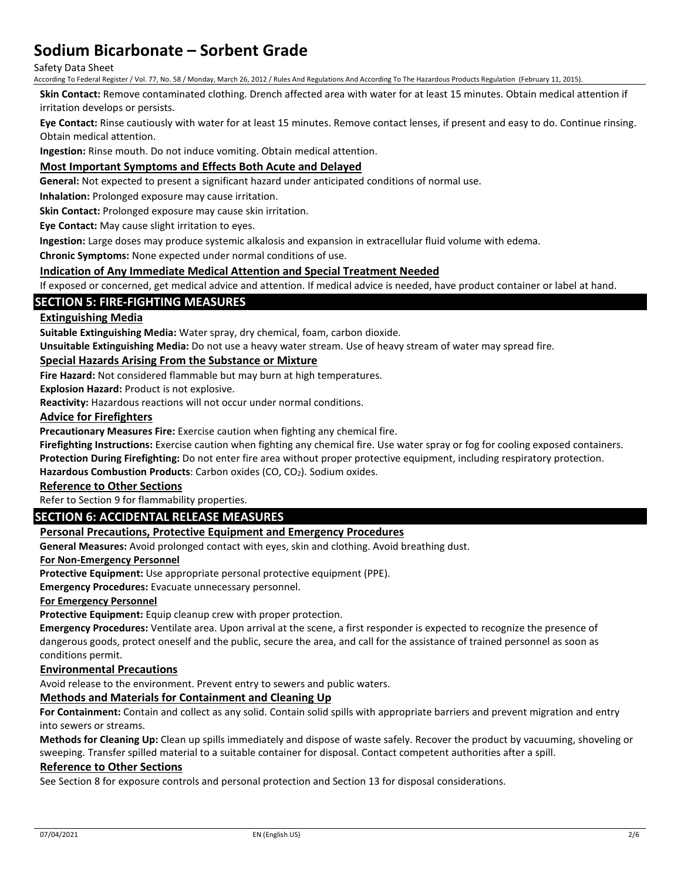**Skin Contact:** Remove contaminated clothing. Drench affected area with water for at least 15 minutes. Obtain medical attention if irritation develops or persists.

**Eye Contact:** Rinse cautiously with water for at least 15 minutes. Remove contact lenses, if present and easy to do. Continue rinsing. Obtain medical attention.

**Ingestion:** Rinse mouth. Do not induce vomiting. Obtain medical attention.

### Most Important Symptoms and Effects Both Acute and Delayed

**General:** Not expected to present a significant hazard under anticipated conditions of normal use.

**Inhalation:** Prolonged exposure may cause irritation.

**Skin Contact:** Prolonged exposure may cause skin irritation.

**Eye Contact:** May cause slight irritation to eyes.

**Ingestion:** Large doses may produce systemic alkalosis and expansion in extracellular fluid volume with edema.

**Chronic Symptoms:** None expected under normal conditions of use.

### Indication of Any Immediate Medical Attention and Special Treatment Needed

If exposed or concerned, get medical advice and attention. If medical advice is needed, have product container or label at hand.

## SECTION 5: FIRE-FIGHTING MEASURES

### Extinguishing Media

**Suitable Extinguishing Media:** Water spray, dry chemical, foam, carbon dioxide.

**Unsuitable Extinguishing Media:** Do not use a heavy water stream. Use of heavy stream of water may spread fire.

### Special Hazards Arising From the Substance or Mixture

**Fire Hazard:** Not considered flammable but may burn at high temperatures.

**Explosion Hazard:** Product is not explosive.

**Reactivity:** Hazardous reactions will not occur under normal conditions.

### Advice for Firefighters

**Precautionary Measures Fire:** Exercise caution when fighting any chemical fire.

**Firefighting Instructions:** Exercise caution when fighting any chemical fire. Use water spray or fog for cooling exposed containers.

**Protection During Firefighting:** Do not enter fire area without proper protective equipment, including respiratory protection.

**Hazardous Combustion Products**: Carbon oxides (CO, $CO_2$). Sodium oxides.

### Reference to Other Sections

Refer to Section 9 for flammability properties.

## SECTION 6: ACCIDENTAL RELEASE MEASURES

### Personal Precautions, Protective Equipment and Emergency Procedures

**General Measures:** Avoid prolonged contact with eyes, skin and clothing. Avoid breathing dust.

**For Non-Emergency Personnel**

**Protective Equipment:** Use appropriate personal protective equipment (PPE).

**Emergency Procedures:** Evacuate unnecessary personnel.

**For Emergency Personnel**

**Protective Equipment:** Equip cleanup crew with proper protection.

**Emergency Procedures:** Ventilate area. Upon arrival at the scene, a first responder is expected to recognize the presence of dangerous goods, protect oneself and the public, secure the area, and call for the assistance of trained personnel as soon as conditions permit.

### Environmental Precautions

Avoid release to the environment. Prevent entry to sewers and public waters.

### Methods and Materials for Containment and Cleaning Up

**For Containment:** Contain and collect as any solid. Contain solid spills with appropriate barriers and prevent migration and entry into sewers or streams.

**Methods for Cleaning Up:** Clean up spills immediately and dispose of waste safely. Recover the product by vacuuming, shoveling or sweeping. Transfer spilled material to a suitable container for disposal. Contact competent authorities after a spill.

### Reference to Other Sections

See Section 8 for exposure controls and personal protection and Section 13 for disposal considerations.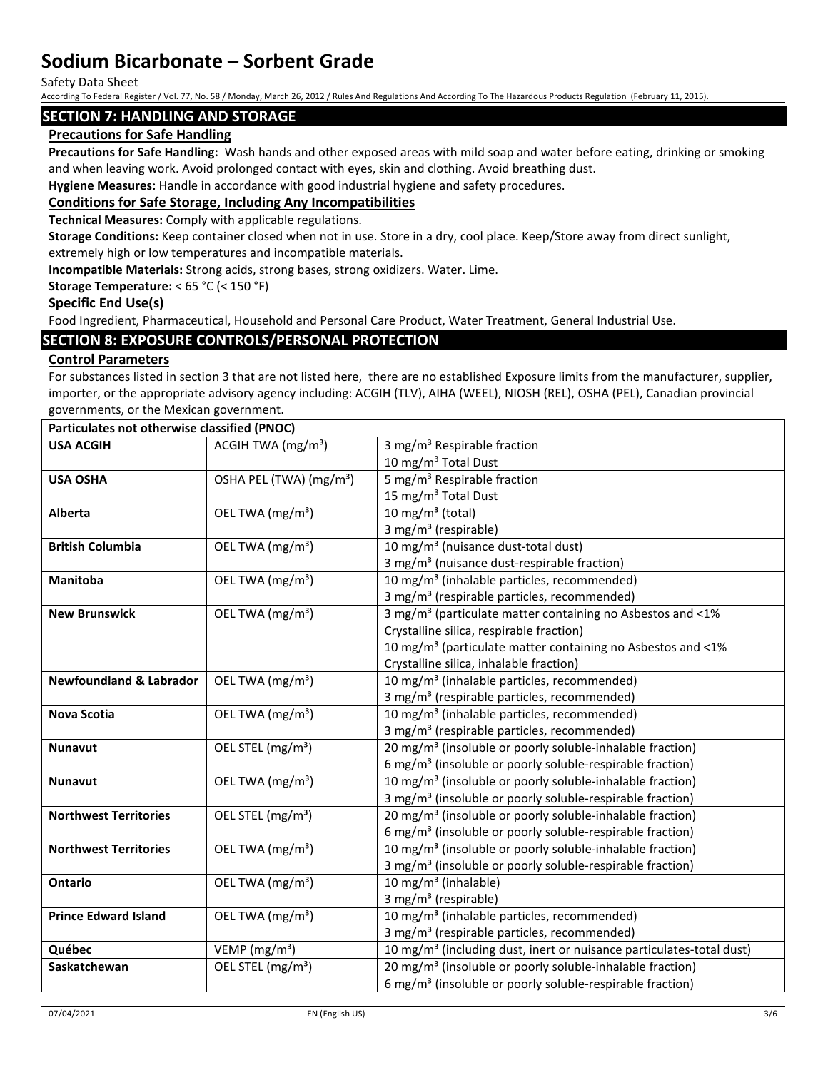## SECTION 7: HANDLING AND STORAGE

### Precautions for Safe Handling

**Precautions for Safe Handling:** Wash hands and other exposed areas with mild soap and water before eating, drinking or smoking and when leaving work. Avoid prolonged contact with eyes, skin and clothing. Avoid breathing dust.

**Hygiene Measures:** Handle in accordance with good industrial hygiene and safety procedures.

### Conditions for Safe Storage, Including Any Incompatibilities

**Technical Measures:** Comply with applicable regulations.

**Storage Conditions:** Keep container closed when not in use. Store in a dry, cool place. Keep/Store away from direct sunlight, extremely high or low temperatures and incompatible materials.

**Incompatible Materials:** Strong acids, strong bases, strong oxidizers. Water. Lime.

**Storage Temperature:** < 65 °C (< 150 °F)

### Specific End Use(s)

Food Ingredient, Pharmaceutical, Household and Personal Care Product, Water Treatment, General Industrial Use.

## SECTION 8: EXPOSURE CONTROLS/PERSONAL PROTECTION

### Control Parameters

For substances listed in section 3 that are not listed here, there are no established Exposure limits from the manufacturer, supplier, importer, or the appropriate advisory agency including: ACGIH (TLV), AIHA (WEEL), NIOSH (REL), OSHA (PEL), Canadian provincial governments, or the Mexican government.

| Particulates not otherwise classified (PNOC) | | |
|---|---|---|
| **USA ACGIH** | ACGIH TWA (mg/m³) | 3 mg/m³ Respirable fraction<br>10 mg/m³ Total Dust |
| **USA OSHA** | OSHA PEL (TWA) (mg/m³) | 5 mg/m³ Respirable fraction<br>15 mg/m³ Total Dust |
| **Alberta** | OEL TWA (mg/m³) | 10 mg/m³ (total)<br>3 mg/m³ (respirable) |
| **British Columbia** | OEL TWA (mg/m³) | 10 mg/m³ (nuisance dust-total dust)<br>3 mg/m³ (nuisance dust-respirable fraction) |
| **Manitoba** | OEL TWA (mg/m³) | 10 mg/m³ (inhalable particles, recommended)<br>3 mg/m³ (respirable particles, recommended) |
| **New Brunswick** | OEL TWA (mg/m³) | 3 mg/m³ (particulate matter containing no Asbestos and <1% Crystalline silica, respirable fraction)<br>10 mg/m³ (particulate matter containing no Asbestos and <1% Crystalline silica, inhalable fraction) |
| **Newfoundland & Labrador** | OEL TWA (mg/m³) | 10 mg/m³ (inhalable particles, recommended)<br>3 mg/m³ (respirable particles, recommended) |
| **Nova Scotia** | OEL TWA (mg/m³) | 10 mg/m³ (inhalable particles, recommended)<br>3 mg/m³ (respirable particles, recommended) |
| **Nunavut** | OEL STEL (mg/m³) | 20 mg/m³ (insoluble or poorly soluble-inhalable fraction)<br>6 mg/m³ (insoluble or poorly soluble-respirable fraction) |
| **Nunavut** | OEL TWA (mg/m³) | 10 mg/m³ (insoluble or poorly soluble-inhalable fraction)<br>3 mg/m³ (insoluble or poorly soluble-respirable fraction) |
| **Northwest Territories** | OEL STEL (mg/m³) | 20 mg/m³ (insoluble or poorly soluble-inhalable fraction)<br>6 mg/m³ (insoluble or poorly soluble-respirable fraction) |
| **Northwest Territories** | OEL TWA (mg/m³) | 10 mg/m³ (insoluble or poorly soluble-inhalable fraction)<br>3 mg/m³ (insoluble or poorly soluble-respirable fraction) |
| **Ontario** | OEL TWA (mg/m³) | 10 mg/m³ (inhalable)<br>3 mg/m³ (respirable) |
| **Prince Edward Island** | OEL TWA (mg/m³) | 10 mg/m³ (inhalable particles, recommended)<br>3 mg/m³ (respirable particles, recommended) |
| **Québec** | VEMP (mg/m³) | 10 mg/m³ (including dust, inert or nuisance particulates-total dust) |
| **Saskatchewan** | OEL STEL (mg/m³) | 20 mg/m³ (insoluble or poorly soluble-inhalable fraction)<br>6 mg/m³ (insoluble or poorly soluble-respirable fraction) |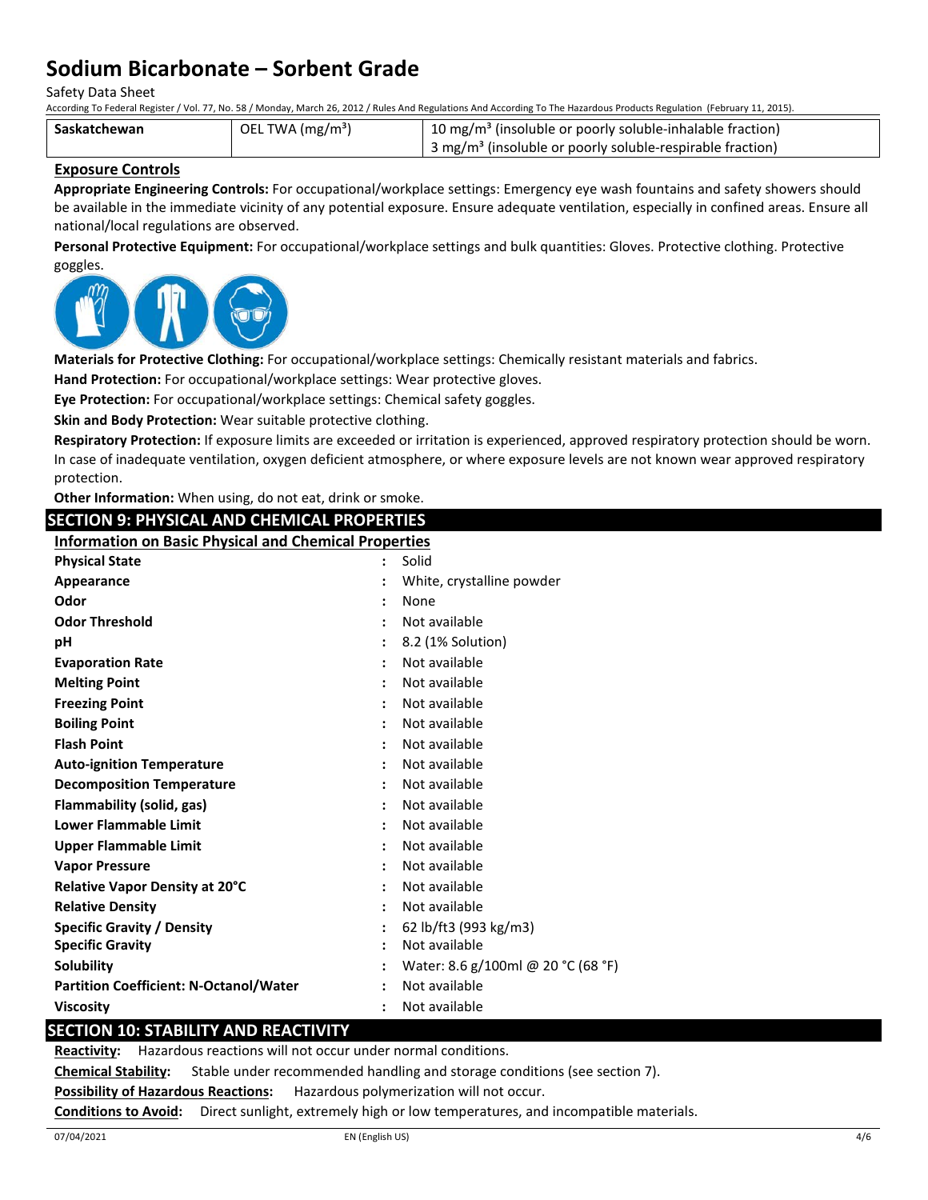| Saskatchewan | OEL TWA (mg/m³) | 10 mg/m³ (insoluble or poorly soluble-inhalable fraction)<br>3 mg/m³ (insoluble or poorly soluble-respirable fraction) |
|---|---|---|

**Exposure Controls**

**Appropriate Engineering Controls:** For occupational/workplace settings: Emergency eye wash fountains and safety showers should be available in the immediate vicinity of any potential exposure. Ensure adequate ventilation, especially in confined areas. Ensure all national/local regulations are observed.

**Personal Protective Equipment:** For occupational/workplace settings and bulk quantities: Gloves. Protective clothing. Protective goggles.

**Materials for Protective Clothing:** For occupational/workplace settings: Chemically resistant materials and fabrics.

**Hand Protection:** For occupational/workplace settings: Wear protective gloves.

**Eye Protection:** For occupational/workplace settings: Chemical safety goggles.

**Skin and Body Protection:** Wear suitable protective clothing.

**Respiratory Protection:** If exposure limits are exceeded or irritation is experienced, approved respiratory protection should be worn. In case of inadequate ventilation, oxygen deficient atmosphere, or where exposure levels are not known wear approved respiratory protection.

**Other Information:** When using, do not eat, drink or smoke.

## SECTION 9: PHYSICAL AND CHEMICAL PROPERTIES

**Information on Basic Physical and Chemical Properties**

| Property | | Value |
|---|---|---|
| **Physical State** | : | Solid |
| **Appearance** | : | White, crystalline powder |
| **Odor** | : | None |
| **Odor Threshold** | : | Not available |
| **pH** | : | 8.2 (1% Solution) |
| **Evaporation Rate** | : | Not available |
| **Melting Point** | : | Not available |
| **Freezing Point** | : | Not available |
| **Boiling Point** | : | Not available |
| **Flash Point** | : | Not available |
| **Auto-ignition Temperature** | : | Not available |
| **Decomposition Temperature** | : | Not available |
| **Flammability (solid, gas)** | : | Not available |
| **Lower Flammable Limit** | : | Not available |
| **Upper Flammable Limit** | : | Not available |
| **Vapor Pressure** | : | Not available |
| **Relative Vapor Density at 20°C** | : | Not available |
| **Relative Density** | : | Not available |
| **Specific Gravity / Density** | : | 62 lb/ft3 (993 kg/m3) |
| **Specific Gravity** | : | Not available |
| **Solubility** | : | Water: 8.6 g/100ml @ 20 °C (68 °F) |
| **Partition Coefficient: N-Octanol/Water** | : | Not available |
| **Viscosity** | : | Not available |

## SECTION 10: STABILITY AND REACTIVITY

**Reactivity:** Hazardous reactions will not occur under normal conditions.

**Chemical Stability:** Stable under recommended handling and storage conditions (see section 7).

**Possibility of Hazardous Reactions:** Hazardous polymerization will not occur.

**Conditions to Avoid:** Direct sunlight, extremely high or low temperatures, and incompatible materials.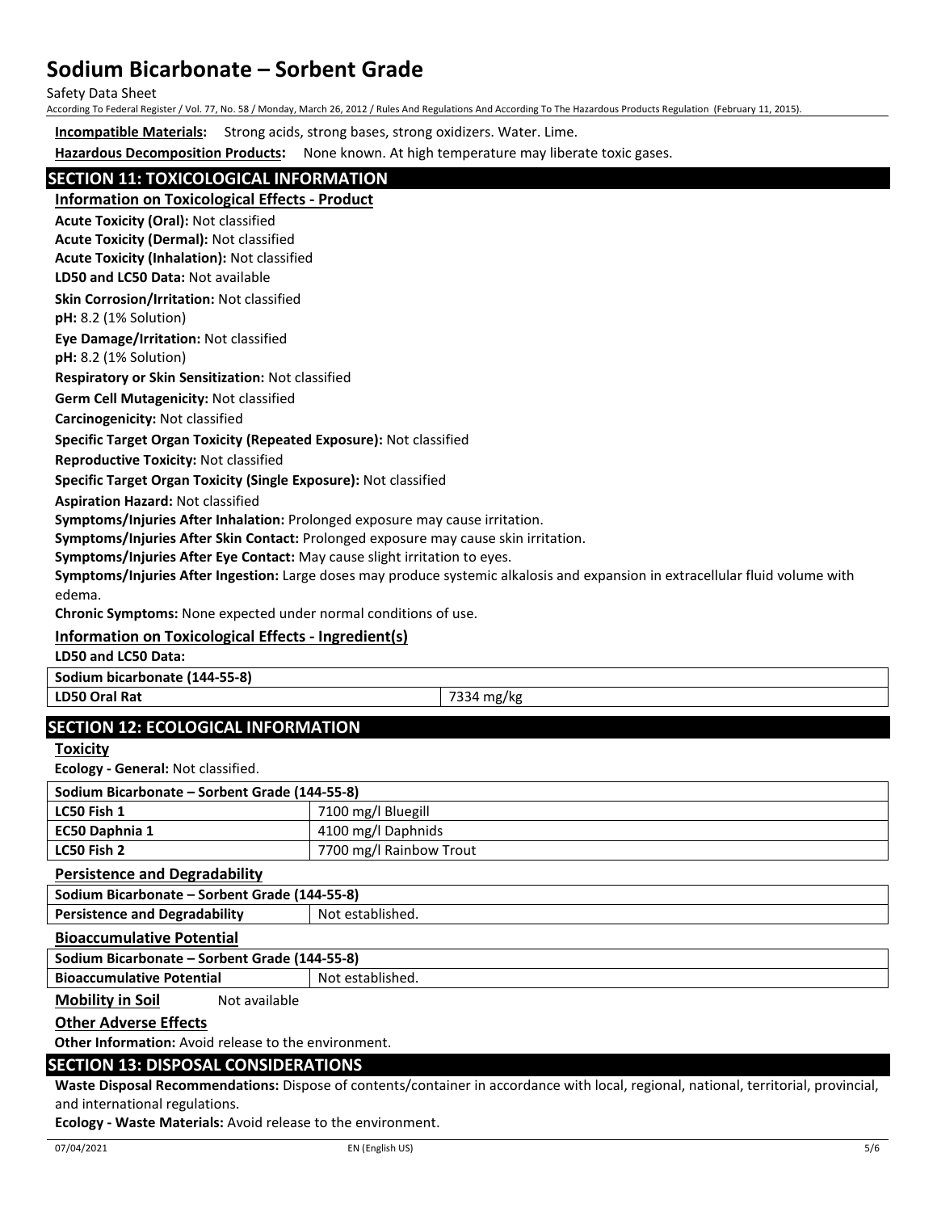**Incompatible Materials:** Strong acids, strong bases, strong oxidizers. Water. Lime.

**Hazardous Decomposition Products:** None known. At high temperature may liberate toxic gases.

## SECTION 11: TOXICOLOGICAL INFORMATION

### Information on Toxicological Effects - Product

**Acute Toxicity (Oral):** Not classified

**Acute Toxicity (Dermal):** Not classified

**Acute Toxicity (Inhalation):** Not classified

**LD50 and LC50 Data:** Not available

**Skin Corrosion/Irritation:** Not classified

**pH:** 8.2 (1% Solution)

**Eye Damage/Irritation:** Not classified

**pH:** 8.2 (1% Solution)

**Respiratory or Skin Sensitization:** Not classified

**Germ Cell Mutagenicity:** Not classified

**Carcinogenicity:** Not classified

**Specific Target Organ Toxicity (Repeated Exposure):** Not classified

**Reproductive Toxicity:** Not classified

**Specific Target Organ Toxicity (Single Exposure):** Not classified

**Aspiration Hazard:** Not classified

**Symptoms/Injuries After Inhalation:** Prolonged exposure may cause irritation.

**Symptoms/Injuries After Skin Contact:** Prolonged exposure may cause skin irritation.

**Symptoms/Injuries After Eye Contact:** May cause slight irritation to eyes.

**Symptoms/Injuries After Ingestion:** Large doses may produce systemic alkalosis and expansion in extracellular fluid volume with edema.

**Chronic Symptoms:** None expected under normal conditions of use.

### Information on Toxicological Effects - Ingredient(s)

**LD50 and LC50 Data:**

| Sodium bicarbonate (144-55-8) | |
|---|---|
| **LD50 Oral Rat** | 7334 mg/kg |

## SECTION 12: ECOLOGICAL INFORMATION

### Toxicity

**Ecology - General:** Not classified.

| Sodium Bicarbonate – Sorbent Grade (144-55-8) | |
|---|---|
| **LC50 Fish 1** | 7100 mg/l Bluegill |
| **EC50 Daphnia 1** | 4100 mg/l Daphnids |
| **LC50 Fish 2** | 7700 mg/l Rainbow Trout |

### Persistence and Degradability

| Sodium Bicarbonate – Sorbent Grade (144-55-8) | |
|---|---|
| **Persistence and Degradability** | Not established. |

### Bioaccumulative Potential

| Sodium Bicarbonate – Sorbent Grade (144-55-8) | |
|---|---|
| **Bioaccumulative Potential** | Not established. |

**Mobility in Soil** Not available

### Other Adverse Effects

**Other Information:** Avoid release to the environment.

## SECTION 13: DISPOSAL CONSIDERATIONS

**Waste Disposal Recommendations:** Dispose of contents/container in accordance with local, regional, national, territorial, provincial, and international regulations.

**Ecology - Waste Materials:** Avoid release to the environment.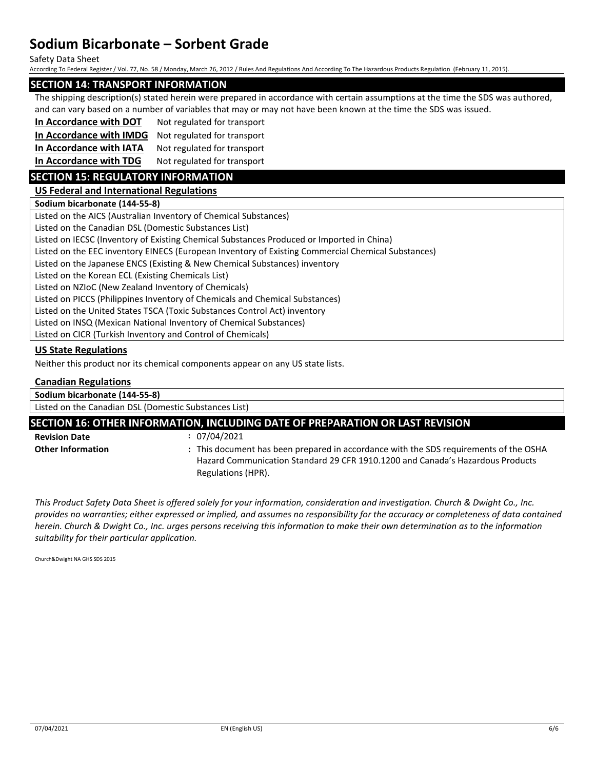## SECTION 14: TRANSPORT INFORMATION

The shipping description(s) stated herein were prepared in accordance with certain assumptions at the time the SDS was authored, and can vary based on a number of variables that may or may not have been known at the time the SDS was issued.

**In Accordance with DOT** Not regulated for transport

**In Accordance with IMDG** Not regulated for transport

**In Accordance with IATA** Not regulated for transport

**In Accordance with TDG** Not regulated for transport

## SECTION 15: REGULATORY INFORMATION

### US Federal and International Regulations

| Sodium bicarbonate (144-55-8) |
|---|
| Listed on the AICS (Australian Inventory of Chemical Substances) |
| Listed on the Canadian DSL (Domestic Substances List) |
| Listed on IECSC (Inventory of Existing Chemical Substances Produced or Imported in China) |
| Listed on the EEC inventory EINECS (European Inventory of Existing Commercial Chemical Substances) |
| Listed on the Japanese ENCS (Existing & New Chemical Substances) inventory |
| Listed on the Korean ECL (Existing Chemicals List) |
| Listed on NZIoC (New Zealand Inventory of Chemicals) |
| Listed on PICCS (Philippines Inventory of Chemicals and Chemical Substances) |
| Listed on the United States TSCA (Toxic Substances Control Act) inventory |
| Listed on INSQ (Mexican National Inventory of Chemical Substances) |
| Listed on CICR (Turkish Inventory and Control of Chemicals) |

### US State Regulations

Neither this product nor its chemical components appear on any US state lists.

### Canadian Regulations

| Sodium bicarbonate (144-55-8) |
|---|
| Listed on the Canadian DSL (Domestic Substances List) |

## SECTION 16: OTHER INFORMATION, INCLUDING DATE OF PREPARATION OR LAST REVISION

**Revision Date** : 07/04/2021

**Other Information** : This document has been prepared in accordance with the SDS requirements of the OSHA Hazard Communication Standard 29 CFR 1910.1200 and Canada's Hazardous Products Regulations (HPR).

*This Product Safety Data Sheet is offered solely for your information, consideration and investigation. Church & Dwight Co., Inc. provides no warranties; either expressed or implied, and assumes no responsibility for the accuracy or completeness of data contained herein. Church & Dwight Co., Inc. urges persons receiving this information to make their own determination as to the information suitability for their particular application.*

Church&Dwight NA GHS SDS 2015